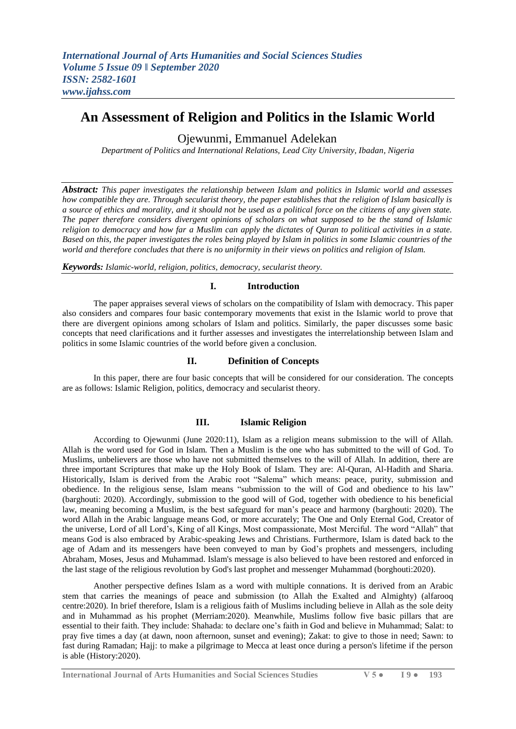# An Assessment of Religion and Politics in the Islamic World

Ojewunmi, Emmanuel Adelekan

*Department of Politics and International Relations, Lead City University, Ibadan, Nigeria*

***Abstract:*** *This paper investigates the relationship between Islam and politics in Islamic world and assesses how compatible they are. Through secularist theory, the paper establishes that the religion of Islam basically is a source of ethics and morality, and it should not be used as a political force on the citizens of any given state. The paper therefore considers divergent opinions of scholars on what supposed to be the stand of Islamic religion to democracy and how far a Muslim can apply the dictates of Quran to political activities in a state. Based on this, the paper investigates the roles being played by Islam in politics in some Islamic countries of the world and therefore concludes that there is no uniformity in their views on politics and religion of Islam.*

***Keywords:*** *Islamic-world, religion, politics, democracy, secularist theory.*

## I. Introduction

The paper appraises several views of scholars on the compatibility of Islam with democracy. This paper also considers and compares four basic contemporary movements that exist in the Islamic world to prove that there are divergent opinions among scholars of Islam and politics. Similarly, the paper discusses some basic concepts that need clarifications and it further assesses and investigates the interrelationship between Islam and politics in some Islamic countries of the world before given a conclusion.

## II. Definition of Concepts

In this paper, there are four basic concepts that will be considered for our consideration. The concepts are as follows: Islamic Religion, politics, democracy and secularist theory.

## III. Islamic Religion

According to Ojewunmi (June 2020:11), Islam as a religion means submission to the will of Allah. Allah is the word used for God in Islam. Then a Muslim is the one who has submitted to the will of God. To Muslims, unbelievers are those who have not submitted themselves to the will of Allah. In addition, there are three important Scriptures that make up the Holy Book of Islam. They are: Al-Quran, Al-Hadith and Sharia. Historically, Islam is derived from the Arabic root "Salema" which means: peace, purity, submission and obedience. In the religious sense, Islam means "submission to the will of God and obedience to his law" (barghouti: 2020). Accordingly, submission to the good will of God, together with obedience to his beneficial law, meaning becoming a Muslim, is the best safeguard for man's peace and harmony (barghouti: 2020). The word Allah in the Arabic language means God, or more accurately; The One and Only Eternal God, Creator of the universe, Lord of all Lord's, King of all Kings, Most compassionate, Most Merciful. The word "Allah" that means God is also embraced by Arabic-speaking Jews and Christians. Furthermore, Islam is dated back to the age of Adam and its messengers have been conveyed to man by God's prophets and messengers, including Abraham, Moses, Jesus and Muhammad. Islam's message is also believed to have been restored and enforced in the last stage of the religious revolution by God's last prophet and messenger Muhammad (borghouti:2020).

Another perspective defines Islam as a word with multiple connations. It is derived from an Arabic stem that carries the meanings of peace and submission (to Allah the Exalted and Almighty) (alfarooq centre:2020). In brief therefore, Islam is a religious faith of Muslims including believe in Allah as the sole deity and in Muhammad as his prophet (Merriam:2020). Meanwhile, Muslims follow five basic pillars that are essential to their faith. They include: Shahada: to declare one's faith in God and believe in Muhammad; Salat: to pray five times a day (at dawn, noon afternoon, sunset and evening); Zakat: to give to those in need; Sawn: to fast during Ramadan; Hajj: to make a pilgrimage to Mecca at least once during a person's lifetime if the person is able (History:2020).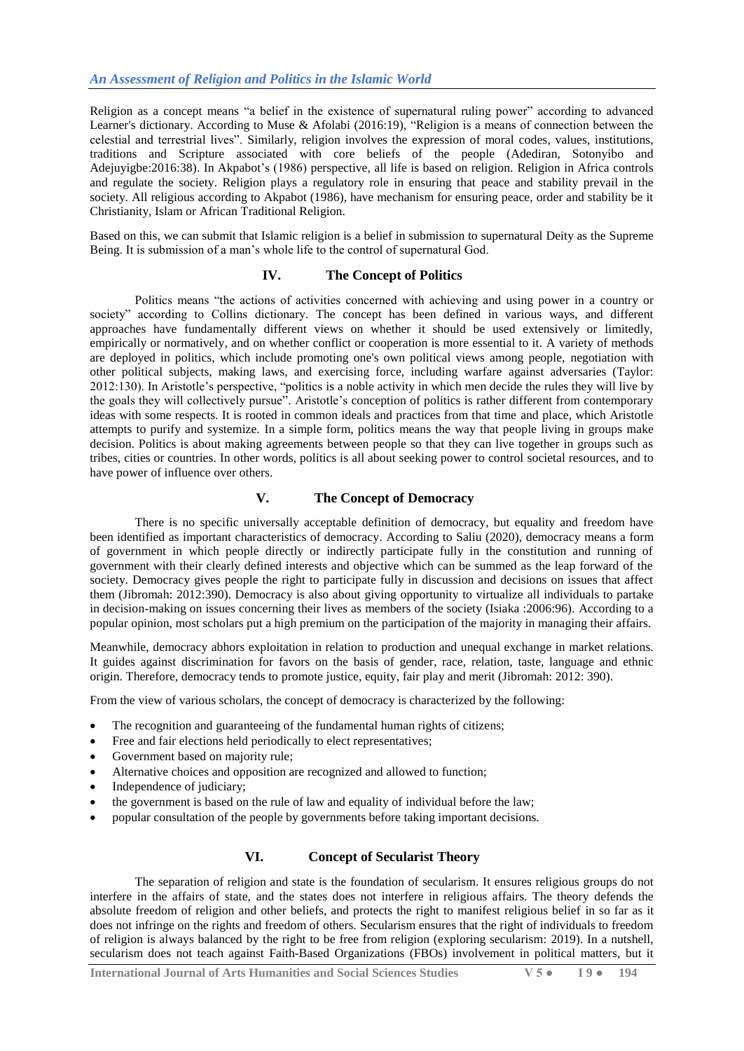Religion as a concept means "a belief in the existence of supernatural ruling power" according to advanced Learner's dictionary. According to Muse & Afolabi (2016:19), "Religion is a means of connection between the celestial and terrestrial lives". Similarly, religion involves the expression of moral codes, values, institutions, traditions and Scripture associated with core beliefs of the people (Adediran, Sotonyibo and Adejuyigbe:2016:38). In Akpabot's (1986) perspective, all life is based on religion. Religion in Africa controls and regulate the society. Religion plays a regulatory role in ensuring that peace and stability prevail in the society. All religious according to Akpabot (1986), have mechanism for ensuring peace, order and stability be it Christianity, Islam or African Traditional Religion.

Based on this, we can submit that Islamic religion is a belief in submission to supernatural Deity as the Supreme Being. It is submission of a man's whole life to the control of supernatural God.

## IV. The Concept of Politics

Politics means "the actions of activities concerned with achieving and using power in a country or society" according to Collins dictionary. The concept has been defined in various ways, and different approaches have fundamentally different views on whether it should be used extensively or limitedly, empirically or normatively, and on whether conflict or cooperation is more essential to it. A variety of methods are deployed in politics, which include promoting one's own political views among people, negotiation with other political subjects, making laws, and exercising force, including warfare against adversaries (Taylor: 2012:130). In Aristotle's perspective, "politics is a noble activity in which men decide the rules they will live by the goals they will collectively pursue". Aristotle's conception of politics is rather different from contemporary ideas with some respects. It is rooted in common ideals and practices from that time and place, which Aristotle attempts to purify and systemize. In a simple form, politics means the way that people living in groups make decision. Politics is about making agreements between people so that they can live together in groups such as tribes, cities or countries. In other words, politics is all about seeking power to control societal resources, and to have power of influence over others.

## V. The Concept of Democracy

There is no specific universally acceptable definition of democracy, but equality and freedom have been identified as important characteristics of democracy. According to Saliu (2020), democracy means a form of government in which people directly or indirectly participate fully in the constitution and running of government with their clearly defined interests and objective which can be summed as the leap forward of the society. Democracy gives people the right to participate fully in discussion and decisions on issues that affect them (Jibromah: 2012:390). Democracy is also about giving opportunity to virtualize all individuals to partake in decision-making on issues concerning their lives as members of the society (Isiaka :2006:96). According to a popular opinion, most scholars put a high premium on the participation of the majority in managing their affairs.

Meanwhile, democracy abhors exploitation in relation to production and unequal exchange in market relations. It guides against discrimination for favors on the basis of gender, race, relation, taste, language and ethnic origin. Therefore, democracy tends to promote justice, equity, fair play and merit (Jibromah: 2012: 390).

From the view of various scholars, the concept of democracy is characterized by the following:

- The recognition and guaranteeing of the fundamental human rights of citizens;
- Free and fair elections held periodically to elect representatives;
- Government based on majority rule;
- Alternative choices and opposition are recognized and allowed to function;
- Independence of judiciary;
- the government is based on the rule of law and equality of individual before the law;
- popular consultation of the people by governments before taking important decisions.

## VI. Concept of Secularist Theory

The separation of religion and state is the foundation of secularism. It ensures religious groups do not interfere in the affairs of state, and the states does not interfere in religious affairs. The theory defends the absolute freedom of religion and other beliefs, and protects the right to manifest religious belief in so far as it does not infringe on the rights and freedom of others. Secularism ensures that the right of individuals to freedom of religion is always balanced by the right to be free from religion (exploring secularism: 2019). In a nutshell, secularism does not teach against Faith-Based Organizations (FBOs) involvement in political matters, but it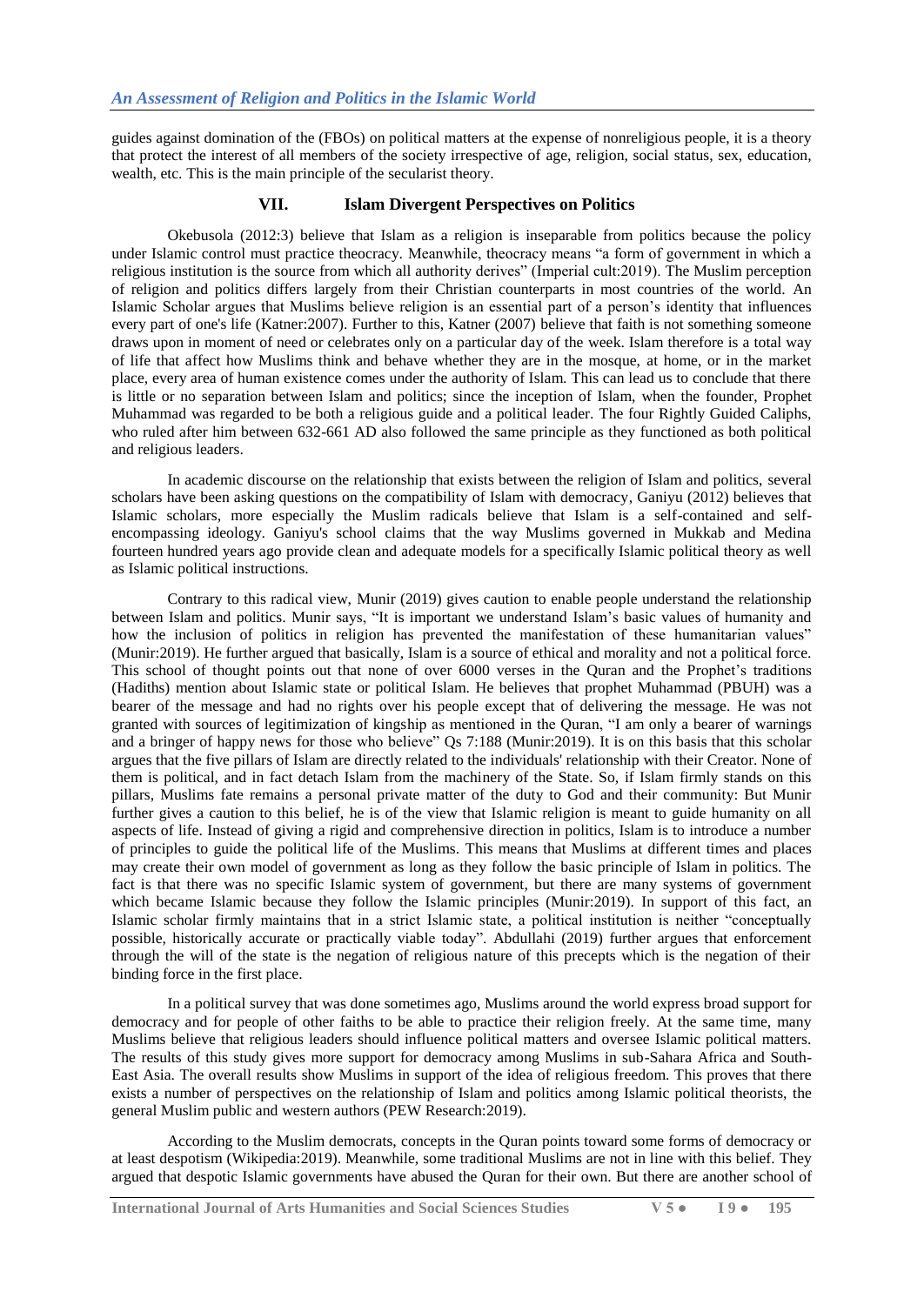guides against domination of the (FBOs) on political matters at the expense of nonreligious people, it is a theory that protect the interest of all members of the society irrespective of age, religion, social status, sex, education, wealth, etc. This is the main principle of the secularist theory.

## VII. Islam Divergent Perspectives on Politics

Okebusola (2012:3) believe that Islam as a religion is inseparable from politics because the policy under Islamic control must practice theocracy. Meanwhile, theocracy means "a form of government in which a religious institution is the source from which all authority derives" (Imperial cult:2019). The Muslim perception of religion and politics differs largely from their Christian counterparts in most countries of the world. An Islamic Scholar argues that Muslims believe religion is an essential part of a person's identity that influences every part of one's life (Katner:2007). Further to this, Katner (2007) believe that faith is not something someone draws upon in moment of need or celebrates only on a particular day of the week. Islam therefore is a total way of life that affect how Muslims think and behave whether they are in the mosque, at home, or in the market place, every area of human existence comes under the authority of Islam. This can lead us to conclude that there is little or no separation between Islam and politics; since the inception of Islam, when the founder, Prophet Muhammad was regarded to be both a religious guide and a political leader. The four Rightly Guided Caliphs, who ruled after him between 632-661 AD also followed the same principle as they functioned as both political and religious leaders.

In academic discourse on the relationship that exists between the religion of Islam and politics, several scholars have been asking questions on the compatibility of Islam with democracy, Ganiyu (2012) believes that Islamic scholars, more especially the Muslim radicals believe that Islam is a self-contained and self-encompassing ideology. Ganiyu's school claims that the way Muslims governed in Mukkab and Medina fourteen hundred years ago provide clean and adequate models for a specifically Islamic political theory as well as Islamic political instructions.

Contrary to this radical view, Munir (2019) gives caution to enable people understand the relationship between Islam and politics. Munir says, "It is important we understand Islam's basic values of humanity and how the inclusion of politics in religion has prevented the manifestation of these humanitarian values" (Munir:2019). He further argued that basically, Islam is a source of ethical and morality and not a political force. This school of thought points out that none of over 6000 verses in the Quran and the Prophet's traditions (Hadiths) mention about Islamic state or political Islam. He believes that prophet Muhammad (PBUH) was a bearer of the message and had no rights over his people except that of delivering the message. He was not granted with sources of legitimization of kingship as mentioned in the Quran, "I am only a bearer of warnings and a bringer of happy news for those who believe" Qs 7:188 (Munir:2019). It is on this basis that this scholar argues that the five pillars of Islam are directly related to the individuals' relationship with their Creator. None of them is political, and in fact detach Islam from the machinery of the State. So, if Islam firmly stands on this pillars, Muslims fate remains a personal private matter of the duty to God and their community: But Munir further gives a caution to this belief, he is of the view that Islamic religion is meant to guide humanity on all aspects of life. Instead of giving a rigid and comprehensive direction in politics, Islam is to introduce a number of principles to guide the political life of the Muslims. This means that Muslims at different times and places may create their own model of government as long as they follow the basic principle of Islam in politics. The fact is that there was no specific Islamic system of government, but there are many systems of government which became Islamic because they follow the Islamic principles (Munir:2019). In support of this fact, an Islamic scholar firmly maintains that in a strict Islamic state, a political institution is neither "conceptually possible, historically accurate or practically viable today". Abdullahi (2019) further argues that enforcement through the will of the state is the negation of religious nature of this precepts which is the negation of their binding force in the first place.

In a political survey that was done sometimes ago, Muslims around the world express broad support for democracy and for people of other faiths to be able to practice their religion freely. At the same time, many Muslims believe that religious leaders should influence political matters and oversee Islamic political matters. The results of this study gives more support for democracy among Muslims in sub-Sahara Africa and South-East Asia. The overall results show Muslims in support of the idea of religious freedom. This proves that there exists a number of perspectives on the relationship of Islam and politics among Islamic political theorists, the general Muslim public and western authors (PEW Research:2019).

According to the Muslim democrats, concepts in the Quran points toward some forms of democracy or at least despotism (Wikipedia:2019). Meanwhile, some traditional Muslims are not in line with this belief. They argued that despotic Islamic governments have abused the Quran for their own. But there are another school of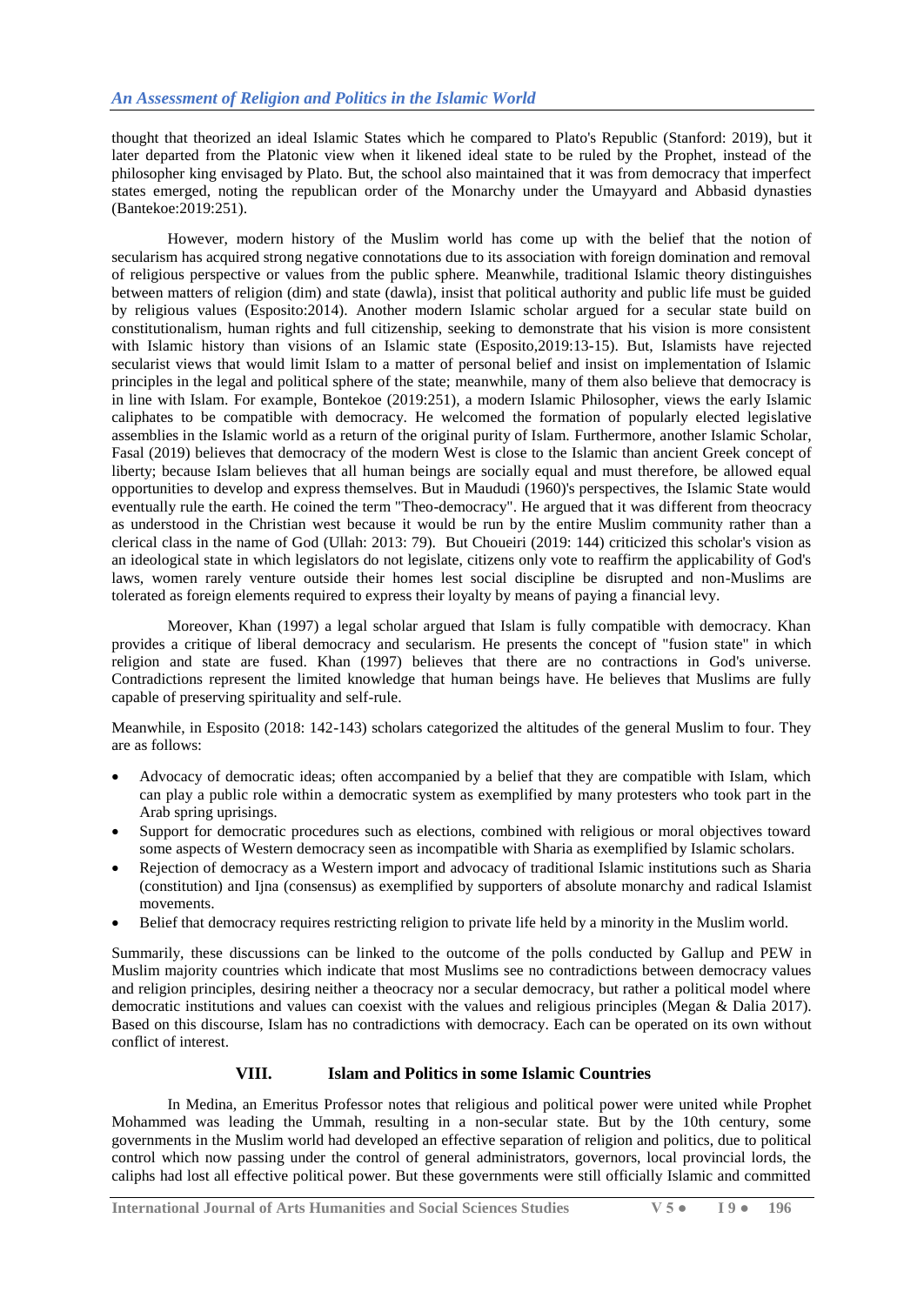thought that theorized an ideal Islamic States which he compared to Plato's Republic (Stanford: 2019), but it later departed from the Platonic view when it likened ideal state to be ruled by the Prophet, instead of the philosopher king envisaged by Plato. But, the school also maintained that it was from democracy that imperfect states emerged, noting the republican order of the Monarchy under the Umayyard and Abbasid dynasties (Bantekoe:2019:251).

However, modern history of the Muslim world has come up with the belief that the notion of secularism has acquired strong negative connotations due to its association with foreign domination and removal of religious perspective or values from the public sphere. Meanwhile, traditional Islamic theory distinguishes between matters of religion (dim) and state (dawla), insist that political authority and public life must be guided by religious values (Esposito:2014). Another modern Islamic scholar argued for a secular state build on constitutionalism, human rights and full citizenship, seeking to demonstrate that his vision is more consistent with Islamic history than visions of an Islamic state (Esposito,2019:13-15). But, Islamists have rejected secularist views that would limit Islam to a matter of personal belief and insist on implementation of Islamic principles in the legal and political sphere of the state; meanwhile, many of them also believe that democracy is in line with Islam. For example, Bontekoe (2019:251), a modern Islamic Philosopher, views the early Islamic caliphates to be compatible with democracy. He welcomed the formation of popularly elected legislative assemblies in the Islamic world as a return of the original purity of Islam. Furthermore, another Islamic Scholar, Fasal (2019) believes that democracy of the modern West is close to the Islamic than ancient Greek concept of liberty; because Islam believes that all human beings are socially equal and must therefore, be allowed equal opportunities to develop and express themselves. But in Maududi (1960)'s perspectives, the Islamic State would eventually rule the earth. He coined the term "Theo-democracy". He argued that it was different from theocracy as understood in the Christian west because it would be run by the entire Muslim community rather than a clerical class in the name of God (Ullah: 2013: 79). But Choueiri (2019: 144) criticized this scholar's vision as an ideological state in which legislators do not legislate, citizens only vote to reaffirm the applicability of God's laws, women rarely venture outside their homes lest social discipline be disrupted and non-Muslims are tolerated as foreign elements required to express their loyalty by means of paying a financial levy.

Moreover, Khan (1997) a legal scholar argued that Islam is fully compatible with democracy. Khan provides a critique of liberal democracy and secularism. He presents the concept of "fusion state" in which religion and state are fused. Khan (1997) believes that there are no contractions in God's universe. Contradictions represent the limited knowledge that human beings have. He believes that Muslims are fully capable of preserving spirituality and self-rule.

Meanwhile, in Esposito (2018: 142-143) scholars categorized the altitudes of the general Muslim to four. They are as follows:

- Advocacy of democratic ideas; often accompanied by a belief that they are compatible with Islam, which can play a public role within a democratic system as exemplified by many protesters who took part in the Arab spring uprisings.
- Support for democratic procedures such as elections, combined with religious or moral objectives toward some aspects of Western democracy seen as incompatible with Sharia as exemplified by Islamic scholars.
- Rejection of democracy as a Western import and advocacy of traditional Islamic institutions such as Sharia (constitution) and Ijna (consensus) as exemplified by supporters of absolute monarchy and radical Islamist movements.
- Belief that democracy requires restricting religion to private life held by a minority in the Muslim world.

Summarily, these discussions can be linked to the outcome of the polls conducted by Gallup and PEW in Muslim majority countries which indicate that most Muslims see no contradictions between democracy values and religion principles, desiring neither a theocracy nor a secular democracy, but rather a political model where democratic institutions and values can coexist with the values and religious principles (Megan & Dalia 2017). Based on this discourse, Islam has no contradictions with democracy. Each can be operated on its own without conflict of interest.

## VIII. Islam and Politics in some Islamic Countries

In Medina, an Emeritus Professor notes that religious and political power were united while Prophet Mohammed was leading the Ummah, resulting in a non-secular state. But by the 10th century, some governments in the Muslim world had developed an effective separation of religion and politics, due to political control which now passing under the control of general administrators, governors, local provincial lords, the caliphs had lost all effective political power. But these governments were still officially Islamic and committed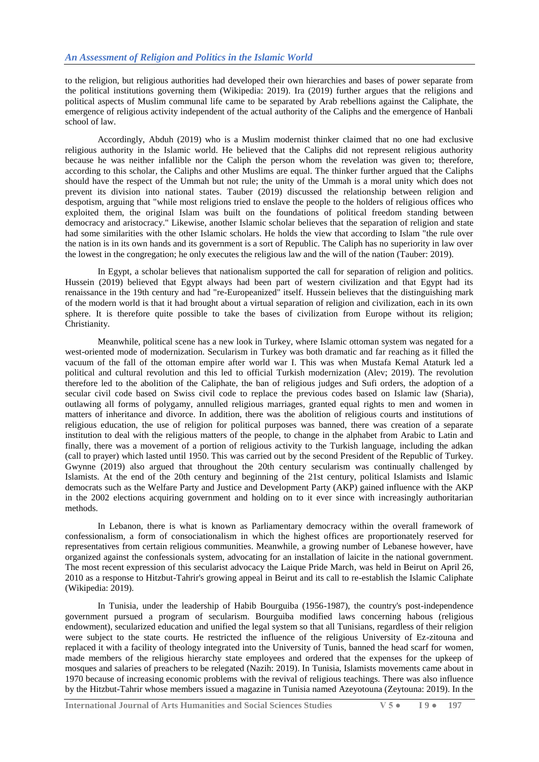to the religion, but religious authorities had developed their own hierarchies and bases of power separate from the political institutions governing them (Wikipedia: 2019). Ira (2019) further argues that the religions and political aspects of Muslim communal life came to be separated by Arab rebellions against the Caliphate, the emergence of religious activity independent of the actual authority of the Caliphs and the emergence of Hanbali school of law.

Accordingly, Abduh (2019) who is a Muslim modernist thinker claimed that no one had exclusive religious authority in the Islamic world. He believed that the Caliphs did not represent religious authority because he was neither infallible nor the Caliph the person whom the revelation was given to; therefore, according to this scholar, the Caliphs and other Muslims are equal. The thinker further argued that the Caliphs should have the respect of the Ummah but not rule; the unity of the Ummah is a moral unity which does not prevent its division into national states. Tauber (2019) discussed the relationship between religion and despotism, arguing that "while most religions tried to enslave the people to the holders of religious offices who exploited them, the original Islam was built on the foundations of political freedom standing between democracy and aristocracy." Likewise, another Islamic scholar believes that the separation of religion and state had some similarities with the other Islamic scholars. He holds the view that according to Islam "the rule over the nation is in its own hands and its government is a sort of Republic. The Caliph has no superiority in law over the lowest in the congregation; he only executes the religious law and the will of the nation (Tauber: 2019).

In Egypt, a scholar believes that nationalism supported the call for separation of religion and politics. Hussein (2019) believed that Egypt always had been part of western civilization and that Egypt had its renaissance in the 19th century and had "re-Europeanized" itself. Hussein believes that the distinguishing mark of the modern world is that it had brought about a virtual separation of religion and civilization, each in its own sphere. It is therefore quite possible to take the bases of civilization from Europe without its religion; Christianity.

Meanwhile, political scene has a new look in Turkey, where Islamic ottoman system was negated for a west-oriented mode of modernization. Secularism in Turkey was both dramatic and far reaching as it filled the vacuum of the fall of the ottoman empire after world war I. This was when Mustafa Kemal Ataturk led a political and cultural revolution and this led to official Turkish modernization (Alev; 2019). The revolution therefore led to the abolition of the Caliphate, the ban of religious judges and Sufi orders, the adoption of a secular civil code based on Swiss civil code to replace the previous codes based on Islamic law (Sharia), outlawing all forms of polygamy, annulled religious marriages, granted equal rights to men and women in matters of inheritance and divorce. In addition, there was the abolition of religious courts and institutions of religious education, the use of religion for political purposes was banned, there was creation of a separate institution to deal with the religious matters of the people, to change in the alphabet from Arabic to Latin and finally, there was a movement of a portion of religious activity to the Turkish language, including the adkan (call to prayer) which lasted until 1950. This was carried out by the second President of the Republic of Turkey. Gwynne (2019) also argued that throughout the 20th century secularism was continually challenged by Islamists. At the end of the 20th century and beginning of the 21st century, political Islamists and Islamic democrats such as the Welfare Party and Justice and Development Party (AKP) gained influence with the AKP in the 2002 elections acquiring government and holding on to it ever since with increasingly authoritarian methods.

In Lebanon, there is what is known as Parliamentary democracy within the overall framework of confessionalism, a form of consociationalism in which the highest offices are proportionately reserved for representatives from certain religious communities. Meanwhile, a growing number of Lebanese however, have organized against the confessionals system, advocating for an installation of laicite in the national government. The most recent expression of this secularist advocacy the Laique Pride March, was held in Beirut on April 26, 2010 as a response to Hitzbut-Tahrir's growing appeal in Beirut and its call to re-establish the Islamic Caliphate (Wikipedia: 2019).

In Tunisia, under the leadership of Habib Bourguiba (1956-1987), the country's post-independence government pursued a program of secularism. Bourguiba modified laws concerning habous (religious endowment), secularized education and unified the legal system so that all Tunisians, regardless of their religion were subject to the state courts. He restricted the influence of the religious University of Ez-zitouna and replaced it with a facility of theology integrated into the University of Tunis, banned the head scarf for women, made members of the religious hierarchy state employees and ordered that the expenses for the upkeep of mosques and salaries of preachers to be relegated (Nazih: 2019). In Tunisia, Islamists movements came about in 1970 because of increasing economic problems with the revival of religious teachings. There was also influence by the Hitzbut-Tahrir whose members issued a magazine in Tunisia named Azeyotouna (Zeytouna: 2019). In the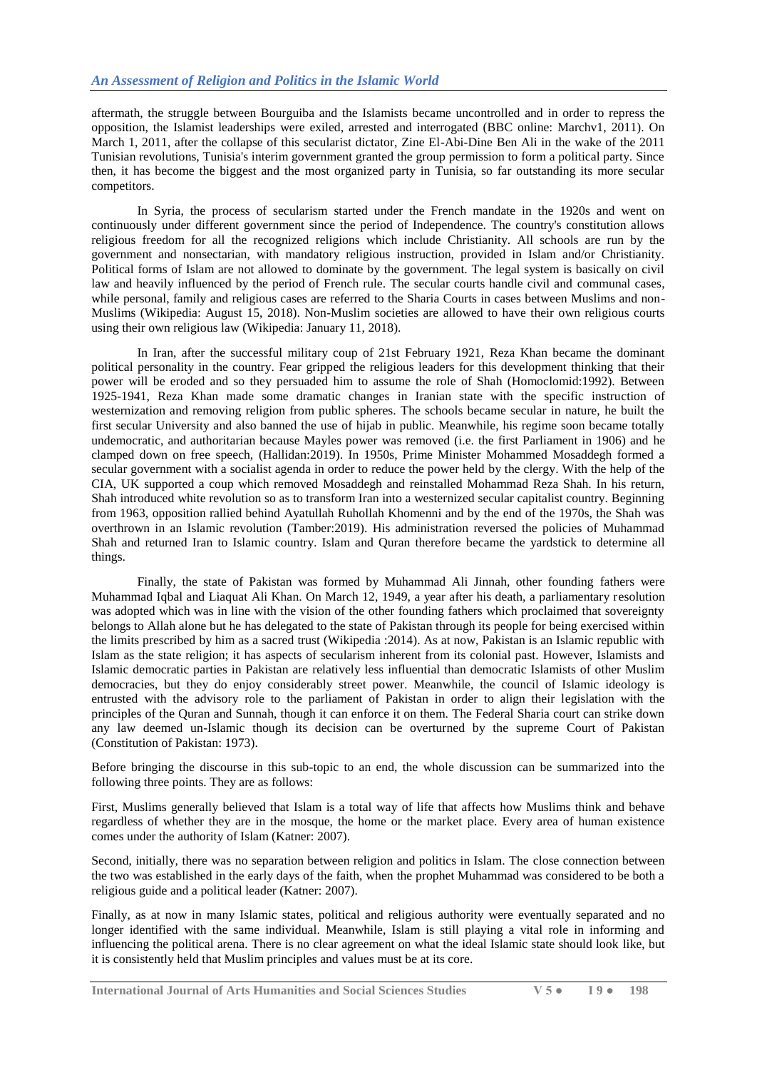aftermath, the struggle between Bourguiba and the Islamists became uncontrolled and in order to repress the opposition, the Islamist leaderships were exiled, arrested and interrogated (BBC online: Marchv1, 2011). On March 1, 2011, after the collapse of this secularist dictator, Zine El-Abi-Dine Ben Ali in the wake of the 2011 Tunisian revolutions, Tunisia's interim government granted the group permission to form a political party. Since then, it has become the biggest and the most organized party in Tunisia, so far outstanding its more secular competitors.

In Syria, the process of secularism started under the French mandate in the 1920s and went on continuously under different government since the period of Independence. The country's constitution allows religious freedom for all the recognized religions which include Christianity. All schools are run by the government and nonsectarian, with mandatory religious instruction, provided in Islam and/or Christianity. Political forms of Islam are not allowed to dominate by the government. The legal system is basically on civil law and heavily influenced by the period of French rule. The secular courts handle civil and communal cases, while personal, family and religious cases are referred to the Sharia Courts in cases between Muslims and non-Muslims (Wikipedia: August 15, 2018). Non-Muslim societies are allowed to have their own religious courts using their own religious law (Wikipedia: January 11, 2018).

In Iran, after the successful military coup of 21st February 1921, Reza Khan became the dominant political personality in the country. Fear gripped the religious leaders for this development thinking that their power will be eroded and so they persuaded him to assume the role of Shah (Homoclomid:1992). Between 1925-1941, Reza Khan made some dramatic changes in Iranian state with the specific instruction of westernization and removing religion from public spheres. The schools became secular in nature, he built the first secular University and also banned the use of hijab in public. Meanwhile, his regime soon became totally undemocratic, and authoritarian because Mayles power was removed (i.e. the first Parliament in 1906) and he clamped down on free speech, (Hallidan:2019). In 1950s, Prime Minister Mohammed Mosaddegh formed a secular government with a socialist agenda in order to reduce the power held by the clergy. With the help of the CIA, UK supported a coup which removed Mosaddegh and reinstalled Mohammad Reza Shah. In his return, Shah introduced white revolution so as to transform Iran into a westernized secular capitalist country. Beginning from 1963, opposition rallied behind Ayatullah Ruhollah Khomenni and by the end of the 1970s, the Shah was overthrown in an Islamic revolution (Tamber:2019). His administration reversed the policies of Muhammad Shah and returned Iran to Islamic country. Islam and Quran therefore became the yardstick to determine all things.

Finally, the state of Pakistan was formed by Muhammad Ali Jinnah, other founding fathers were Muhammad Iqbal and Liaquat Ali Khan. On March 12, 1949, a year after his death, a parliamentary resolution was adopted which was in line with the vision of the other founding fathers which proclaimed that sovereignty belongs to Allah alone but he has delegated to the state of Pakistan through its people for being exercised within the limits prescribed by him as a sacred trust (Wikipedia :2014). As at now, Pakistan is an Islamic republic with Islam as the state religion; it has aspects of secularism inherent from its colonial past. However, Islamists and Islamic democratic parties in Pakistan are relatively less influential than democratic Islamists of other Muslim democracies, but they do enjoy considerably street power. Meanwhile, the council of Islamic ideology is entrusted with the advisory role to the parliament of Pakistan in order to align their legislation with the principles of the Quran and Sunnah, though it can enforce it on them. The Federal Sharia court can strike down any law deemed un-Islamic though its decision can be overturned by the supreme Court of Pakistan (Constitution of Pakistan: 1973).

Before bringing the discourse in this sub-topic to an end, the whole discussion can be summarized into the following three points. They are as follows:

First, Muslims generally believed that Islam is a total way of life that affects how Muslims think and behave regardless of whether they are in the mosque, the home or the market place. Every area of human existence comes under the authority of Islam (Katner: 2007).

Second, initially, there was no separation between religion and politics in Islam. The close connection between the two was established in the early days of the faith, when the prophet Muhammad was considered to be both a religious guide and a political leader (Katner: 2007).

Finally, as at now in many Islamic states, political and religious authority were eventually separated and no longer identified with the same individual. Meanwhile, Islam is still playing a vital role in informing and influencing the political arena. There is no clear agreement on what the ideal Islamic state should look like, but it is consistently held that Muslim principles and values must be at its core.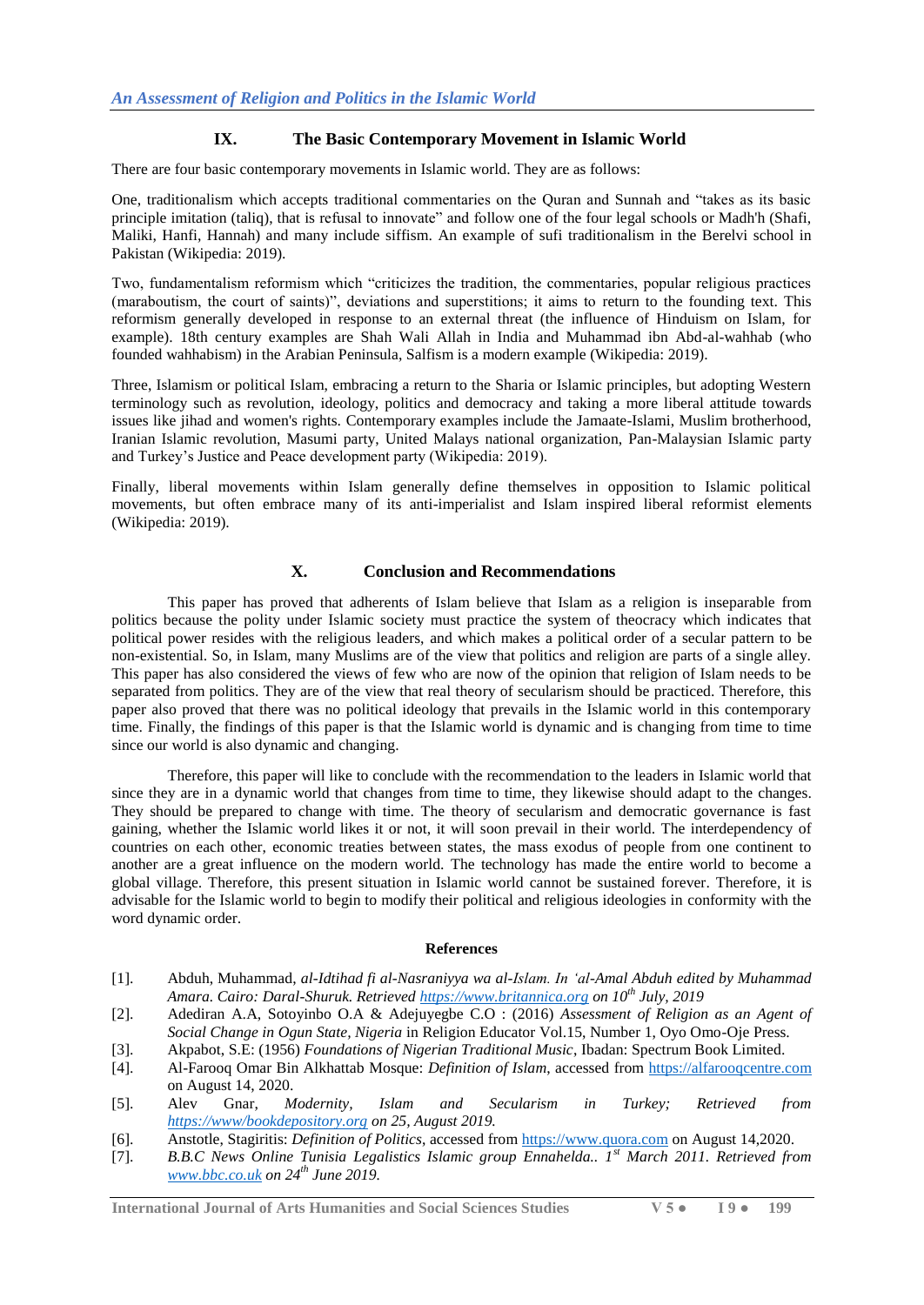## IX. The Basic Contemporary Movement in Islamic World

There are four basic contemporary movements in Islamic world. They are as follows:

One, traditionalism which accepts traditional commentaries on the Quran and Sunnah and "takes as its basic principle imitation (taliq), that is refusal to innovate" and follow one of the four legal schools or Madh'h (Shafi, Maliki, Hanfi, Hannah) and many include siffism. An example of sufi traditionalism in the Berelvi school in Pakistan (Wikipedia: 2019).

Two, fundamentalism reformism which "criticizes the tradition, the commentaries, popular religious practices (maraboutism, the court of saints)", deviations and superstitions; it aims to return to the founding text. This reformism generally developed in response to an external threat (the influence of Hinduism on Islam, for example). 18th century examples are Shah Wali Allah in India and Muhammad ibn Abd-al-wahhab (who founded wahhabism) in the Arabian Peninsula, Salfism is a modern example (Wikipedia: 2019).

Three, Islamism or political Islam, embracing a return to the Sharia or Islamic principles, but adopting Western terminology such as revolution, ideology, politics and democracy and taking a more liberal attitude towards issues like jihad and women's rights. Contemporary examples include the Jamaate-Islami, Muslim brotherhood, Iranian Islamic revolution, Masumi party, United Malays national organization, Pan-Malaysian Islamic party and Turkey's Justice and Peace development party (Wikipedia: 2019).

Finally, liberal movements within Islam generally define themselves in opposition to Islamic political movements, but often embrace many of its anti-imperialist and Islam inspired liberal reformist elements (Wikipedia: 2019).

## X. Conclusion and Recommendations

This paper has proved that adherents of Islam believe that Islam as a religion is inseparable from politics because the polity under Islamic society must practice the system of theocracy which indicates that political power resides with the religious leaders, and which makes a political order of a secular pattern to be non-existential. So, in Islam, many Muslims are of the view that politics and religion are parts of a single alley. This paper has also considered the views of few who are now of the opinion that religion of Islam needs to be separated from politics. They are of the view that real theory of secularism should be practiced. Therefore, this paper also proved that there was no political ideology that prevails in the Islamic world in this contemporary time. Finally, the findings of this paper is that the Islamic world is dynamic and is changing from time to time since our world is also dynamic and changing.

Therefore, this paper will like to conclude with the recommendation to the leaders in Islamic world that since they are in a dynamic world that changes from time to time, they likewise should adapt to the changes. They should be prepared to change with time. The theory of secularism and democratic governance is fast gaining, whether the Islamic world likes it or not, it will soon prevail in their world. The interdependency of countries on each other, economic treaties between states, the mass exodus of people from one continent to another are a great influence on the modern world. The technology has made the entire world to become a global village. Therefore, this present situation in Islamic world cannot be sustained forever. Therefore, it is advisable for the Islamic world to begin to modify their political and religious ideologies in conformity with the word dynamic order.

### References

[1]. Abduh, Muhammad, *al-Idtihad fi al-Nasraniyya wa al-Islam. In 'al-Amal Abduh edited by Muhammad Amara. Cairo: Daral-Shuruk. Retrieved https://www.britannica.org on 10th July, 2019*

[2]. Adediran A.A, Sotoyinbo O.A & Adejuyegbe C.O : (2016) *Assessment of Religion as an Agent of Social Change in Ogun State, Nigeria* in Religion Educator Vol.15, Number 1, Oyo Omo-Oje Press.

[3]. Akpabot, S.E: (1956) *Foundations of Nigerian Traditional Music*, Ibadan: Spectrum Book Limited.

[4]. Al-Farooq Omar Bin Alkhattab Mosque: *Definition of Islam*, accessed from https://alfarooqcentre.com on August 14, 2020.

[5]. Alev Gnar, *Modernity, Islam and Secularism in Turkey; Retrieved from https://www/bookdepository.org on 25, August 2019.*

[6]. Anstotle, Stagiritis: *Definition of Politics*, accessed from https://www.quora.com on August 14,2020.

[7]. *B.B.C News Online Tunisia Legalistics Islamic group Ennahelda.. 1st March 2011. Retrieved from www.bbc.co.uk on 24th June 2019.*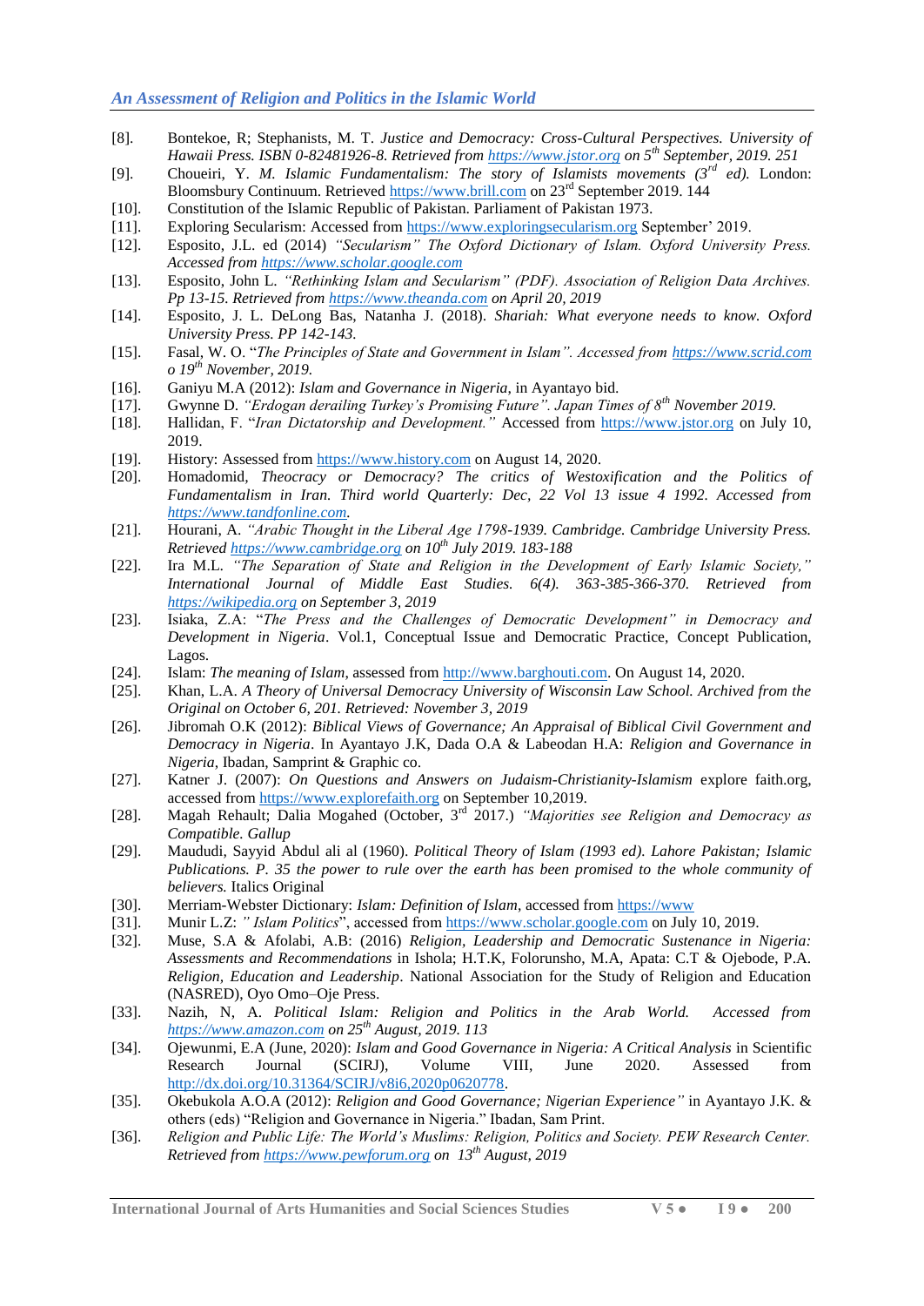[8]. Bontekoe, R; Stephanists, M. T. *Justice and Democracy: Cross-Cultural Perspectives. University of Hawaii Press. ISBN 0-82481926-8. Retrieved from https://www.jstor.org on 5th September, 2019. 251*

[9]. Choueiri, Y. *M. Islamic Fundamentalism: The story of Islamists movements (3rd ed).* London: Bloomsbury Continuum. Retrieved https://www.brill.com on 23rd September 2019. 144

[10]. Constitution of the Islamic Republic of Pakistan. Parliament of Pakistan 1973.

[11]. Exploring Secularism: Accessed from https://www.exploringsecularism.org September' 2019.

[12]. Esposito, J.L. ed (2014) *"Secularism" The Oxford Dictionary of Islam. Oxford University Press. Accessed from https://www.scholar.google.com*

[13]. Esposito, John L. *"Rethinking Islam and Secularism" (PDF). Association of Religion Data Archives. Pp 13-15. Retrieved from https://www.theanda.com on April 20, 2019*

[14]. Esposito, J. L. DeLong Bas, Natanha J. (2018). *Shariah: What everyone needs to know. Oxford University Press. PP 142-143.*

[15]. Fasal, W. O. "*The Principles of State and Government in Islam". Accessed from https://www.scrid.com o 19th November, 2019.*

[16]. Ganiyu M.A (2012): *Islam and Governance in Nigeria*, in Ayantayo bid.

[17]. Gwynne D. *"Erdogan derailing Turkey's Promising Future". Japan Times of 8th November 2019.*

[18]. Hallidan, F. "*Iran Dictatorship and Development."* Accessed from https://www.jstor.org on July 10, 2019.

[19]. History: Assessed from https://www.history.com on August 14, 2020.

[20]. Homadomid, *Theocracy or Democracy? The critics of Westoxification and the Politics of Fundamentalism in Iran. Third world Quarterly: Dec, 22 Vol 13 issue 4 1992. Accessed from https://www.tandfonline.com.*

[21]. Hourani, A. *"Arabic Thought in the Liberal Age 1798-1939. Cambridge. Cambridge University Press. Retrieved https://www.cambridge.org on 10th July 2019. 183-188*

[22]. Ira M.L. *"The Separation of State and Religion in the Development of Early Islamic Society," International Journal of Middle East Studies. 6(4). 363-385-366-370. Retrieved from https://wikipedia.org on September 3, 2019*

[23]. Isiaka, Z.A: "*The Press and the Challenges of Democratic Development" in Democracy and Development in Nigeria*. Vol.1, Conceptual Issue and Democratic Practice, Concept Publication, Lagos.

[24]. Islam: *The meaning of Islam*, assessed from http://www.barghouti.com. On August 14, 2020.

[25]. Khan, L.A. *A Theory of Universal Democracy University of Wisconsin Law School. Archived from the Original on October 6, 201. Retrieved: November 3, 2019*

[26]. Jibromah O.K (2012): *Biblical Views of Governance; An Appraisal of Biblical Civil Government and Democracy in Nigeria*. In Ayantayo J.K, Dada O.A & Labeodan H.A: *Religion and Governance in Nigeria*, Ibadan, Samprint & Graphic co.

[27]. Katner J. (2007): *On Questions and Answers on Judaism-Christianity-Islamism* explore faith.org, accessed from https://www.explorefaith.org on September 10,2019.

[28]. Magah Rehault; Dalia Mogahed (October, 3rd 2017.) *"Majorities see Religion and Democracy as Compatible. Gallup*

[29]. Maududi, Sayyid Abdul ali al (1960). *Political Theory of Islam (1993 ed). Lahore Pakistan; Islamic Publications. P. 35 the power to rule over the earth has been promised to the whole community of believers.* Italics Original

[30]. Merriam-Webster Dictionary: *Islam: Definition of Islam*, accessed from https://www

[31]. Munir L.Z: *" Islam Politics*", accessed from https://www.scholar.google.com on July 10, 2019.

[32]. Muse, S.A & Afolabi, A.B: (2016) *Religion, Leadership and Democratic Sustenance in Nigeria: Assessments and Recommendations* in Ishola; H.T.K, Folorunsho, M.A, Apata: C.T & Ojebode, P.A. *Religion, Education and Leadership*. National Association for the Study of Religion and Education (NASRED), Oyo Omo–Oje Press.

[33]. Nazih, N, A. *Political Islam: Religion and Politics in the Arab World. Accessed from https://www.amazon.com on 25th August, 2019. 113*

[34]. Ojewunmi, E.A (June, 2020): *Islam and Good Governance in Nigeria: A Critical Analysis* in Scientific Research Journal (SCIRJ), Volume VIII, June 2020. Assessed from http://dx.doi.org/10.31364/SCIRJ/v8i6,2020p0620778.

[35]. Okebukola A.O.A (2012): *Religion and Good Governance; Nigerian Experience"* in Ayantayo J.K. & others (eds) "Religion and Governance in Nigeria." Ibadan, Sam Print.

[36]. *Religion and Public Life: The World's Muslims: Religion, Politics and Society. PEW Research Center. Retrieved from https://www.pewforum.org on 13th August, 2019*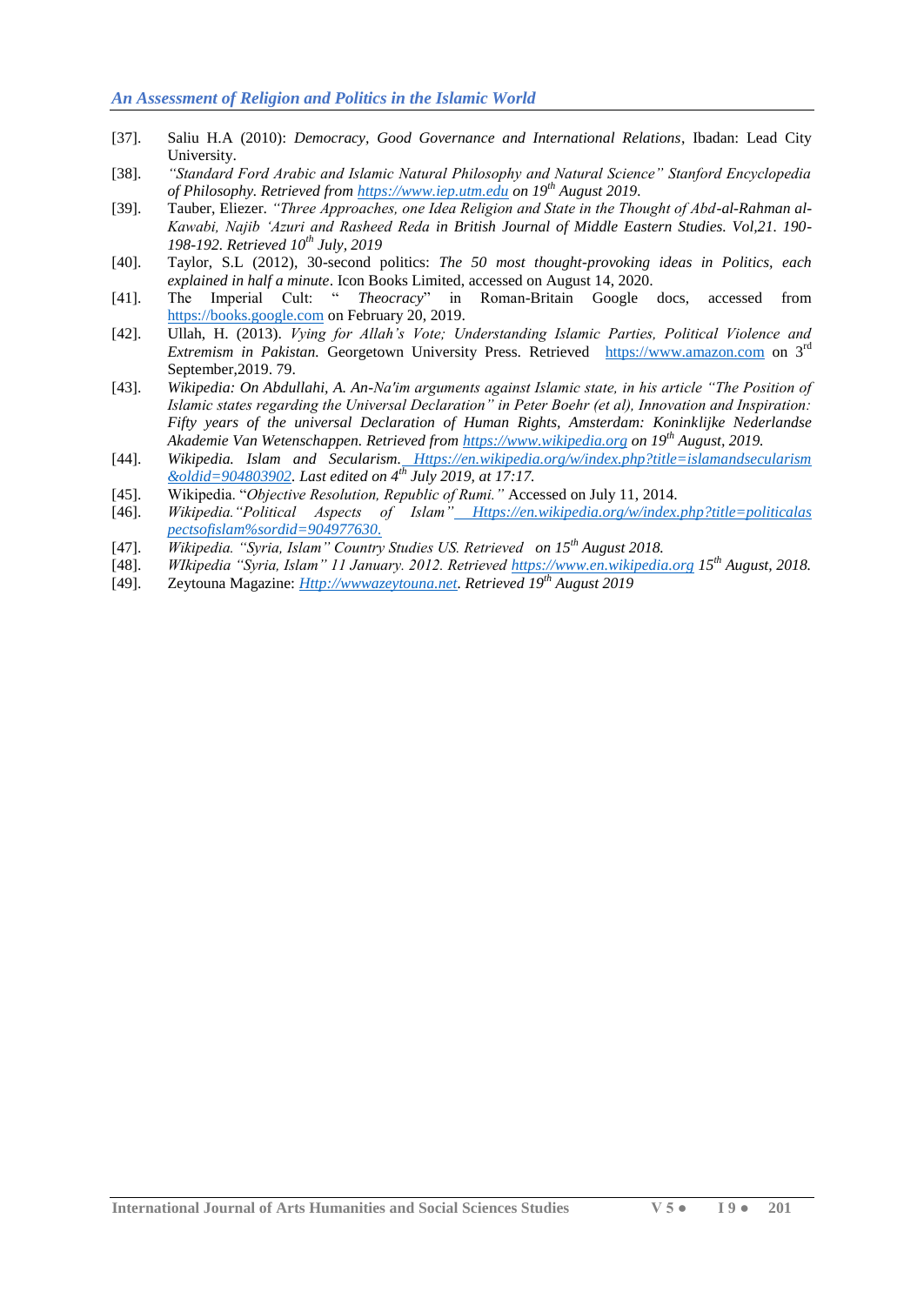[37]. Saliu H.A (2010): *Democracy, Good Governance and International Relations*, Ibadan: Lead City University.

[38]. *"Standard Ford Arabic and Islamic Natural Philosophy and Natural Science" Stanford Encyclopedia of Philosophy. Retrieved from https://www.iep.utm.edu on 19th August 2019.*

[39]. Tauber, Eliezer. *"Three Approaches, one Idea Religion and State in the Thought of Abd-al-Rahman al-Kawabi, Najib 'Azuri and Rasheed Reda in British Journal of Middle Eastern Studies. Vol,21. 190-198-192. Retrieved 10th July, 2019*

[40]. Taylor, S.L (2012), 30-second politics: *The 50 most thought-provoking ideas in Politics, each explained in half a minute*. Icon Books Limited, accessed on August 14, 2020.

[41]. The Imperial Cult: "*Theocracy*" in Roman-Britain Google docs, accessed from https://books.google.com on February 20, 2019.

[42]. Ullah, H. (2013). *Vying for Allah's Vote; Understanding Islamic Parties, Political Violence and Extremism in Pakistan.* Georgetown University Press. Retrieved https://www.amazon.com on 3rd September,2019. 79.

[43]. *Wikipedia: On Abdullahi, A. An-Na'im arguments against Islamic state, in his article "The Position of Islamic states regarding the Universal Declaration" in Peter Boehr (et al), Innovation and Inspiration: Fifty years of the universal Declaration of Human Rights, Amsterdam: Koninklijke Nederlandse Akademie Van Wetenschappen. Retrieved from https://www.wikipedia.org on 19th August, 2019.*

[44]. *Wikipedia. Islam and Secularism. Https://en.wikipedia.org/w/index.php?title=islamandsecularism&oldid=904803902. Last edited on 4th July 2019, at 17:17.*

[45]. Wikipedia. "*Objective Resolution, Republic of Rumi."* Accessed on July 11, 2014.

[46]. *Wikipedia."Political Aspects of Islam" Https://en.wikipedia.org/w/index.php?title=politicalaspectsofislam%sordid=904977630.*

[47]. *Wikipedia. "Syria, Islam" Country Studies US. Retrieved on 15th August 2018.*

[48]. *WIkipedia "Syria, Islam" 11 January. 2012. Retrieved https://www.en.wikipedia.org 15th August, 2018.*

[49]. Zeytouna Magazine: *Http://wwwazeytouna.net. Retrieved 19th August 2019*